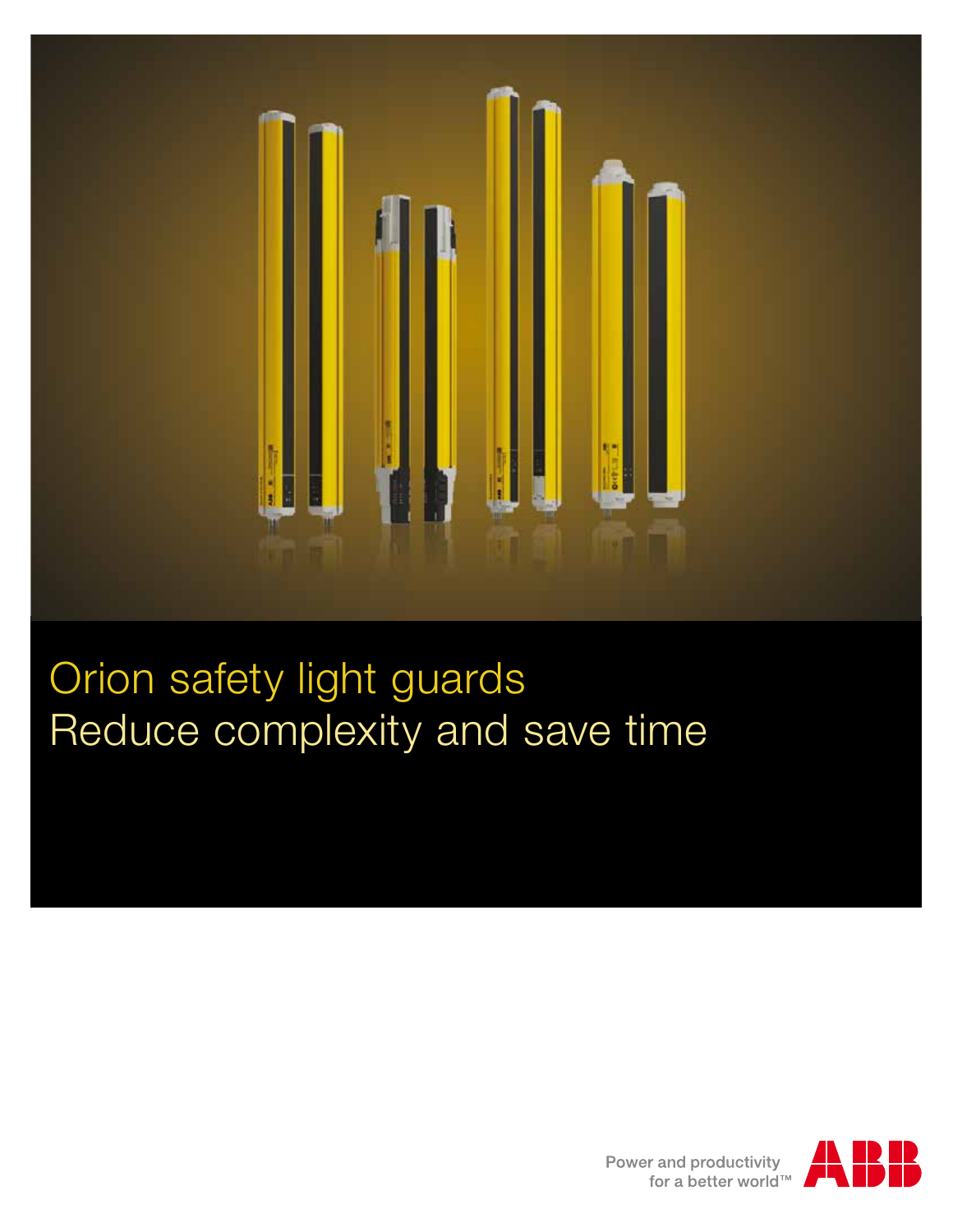# Orion safety light guards
## Reduce complexity and save time

Power and productivity
for a better world™

ABB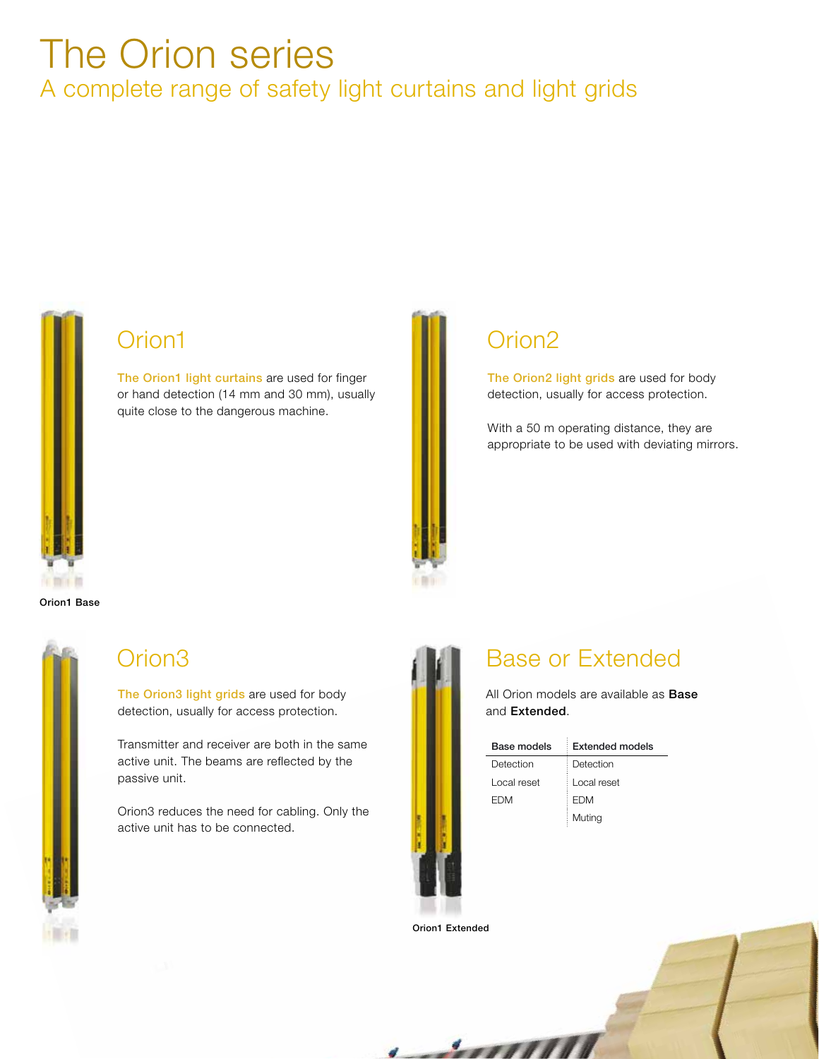# The Orion series

## A complete range of safety light curtains and light grids

Orion1 Base

## Orion1

**The Orion1 light curtains** are used for finger or hand detection (14 mm and 30 mm), usually quite close to the dangerous machine.

## Orion2

**The Orion2 light grids** are used for body detection, usually for access protection.

With a 50 m operating distance, they are appropriate to be used with deviating mirrors.

## Orion3

**The Orion3 light grids** are used for body detection, usually for access protection.

Transmitter and receiver are both in the same active unit. The beams are reflected by the passive unit.

Orion3 reduces the need for cabling. Only the active unit has to be connected.

## Base or Extended

All Orion models are available as **Base** and **Extended**.

| Base models | Extended models |
|---|---|
| Detection | Detection |
| Local reset | Local reset |
| EDM | EDM |
| | Muting |

Orion1 Extended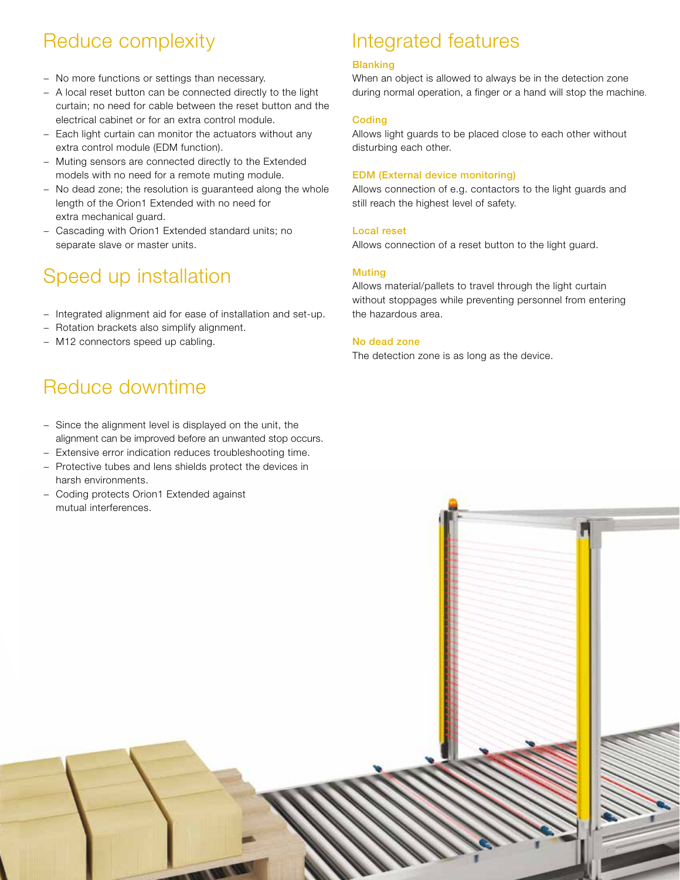## Reduce complexity

- No more functions or settings than necessary.
- A local reset button can be connected directly to the light curtain; no need for cable between the reset button and the electrical cabinet or for an extra control module.
- Each light curtain can monitor the actuators without any extra control module (EDM function).
- Muting sensors are connected directly to the Extended models with no need for a remote muting module.
- No dead zone; the resolution is guaranteed along the whole length of the Orion1 Extended with no need for extra mechanical guard.
- Cascading with Orion1 Extended standard units; no separate slave or master units.

## Speed up installation

- Integrated alignment aid for ease of installation and set-up.
- Rotation brackets also simplify alignment.
- M12 connectors speed up cabling.

## Reduce downtime

- Since the alignment level is displayed on the unit, the alignment can be improved before an unwanted stop occurs.
- Extensive error indication reduces troubleshooting time.
- Protective tubes and lens shields protect the devices in harsh environments.
- Coding protects Orion1 Extended against mutual interferences.

## Integrated features

### Blanking

When an object is allowed to always be in the detection zone during normal operation, a finger or a hand will stop the machine.

### Coding

Allows light guards to be placed close to each other without disturbing each other.

### EDM (External device monitoring)

Allows connection of e.g. contactors to the light guards and still reach the highest level of safety.

### Local reset

Allows connection of a reset button to the light guard.

### Muting

Allows material/pallets to travel through the light curtain without stoppages while preventing personnel from entering the hazardous area.

### No dead zone

The detection zone is as long as the device.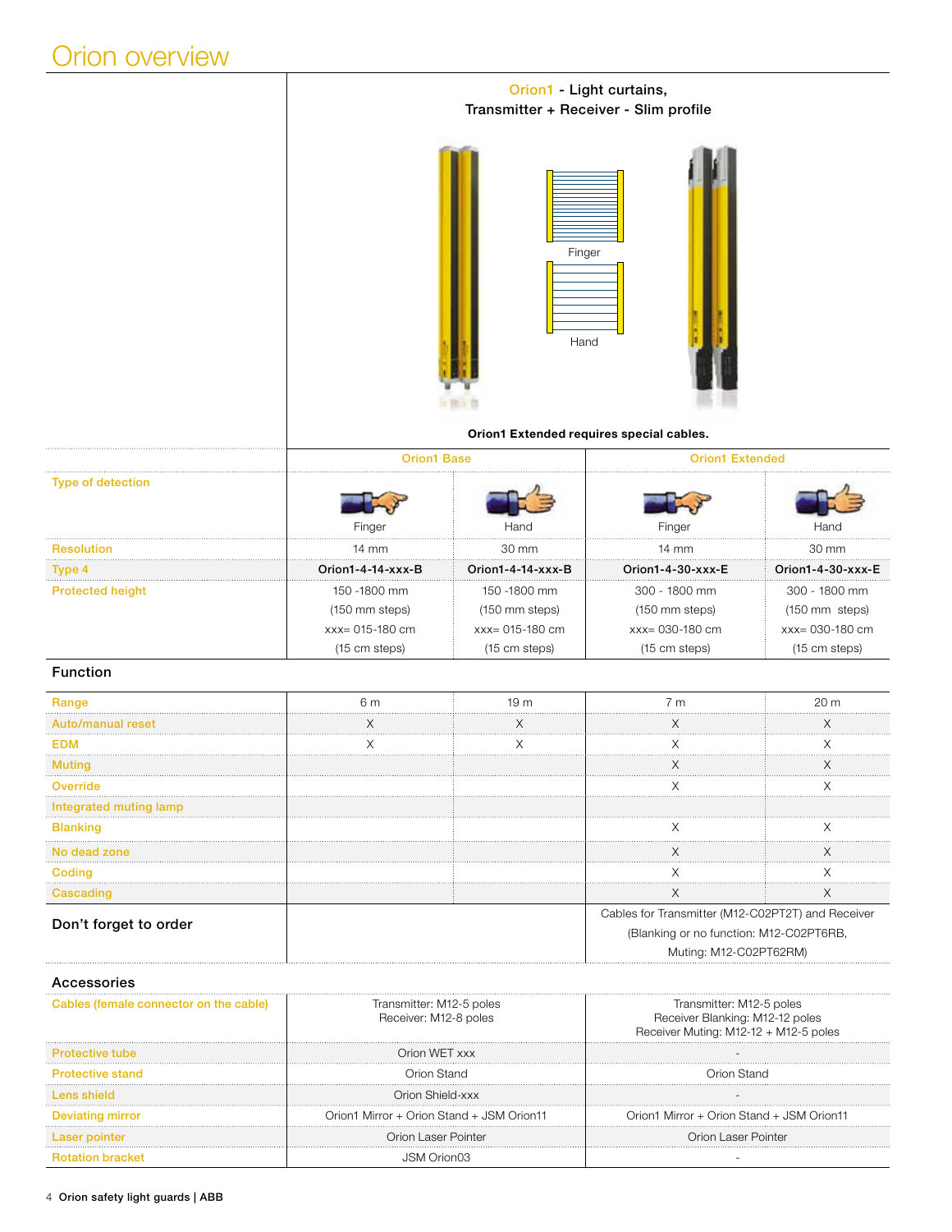# Orion overview

**Orion1 - Light curtains, Transmitter + Receiver - Slim profile**

Finger

Hand

**Orion1 Extended requires special cables.**

| | Orion1 Base | | Orion1 Extended | |
|---|---|---|---|---|
| Type of detection | Finger | Hand | Finger | Hand |
| Resolution | 14 mm | 30 mm | 14 mm | 30 mm |
| Type 4 | **Orion1-4-14-xxx-B** | **Orion1-4-14-xxx-B** | **Orion1-4-30-xxx-E** | **Orion1-4-30-xxx-E** |
| Protected height | 150 -1800 mm (150 mm steps) xxx= 015-180 cm (15 cm steps) | 150 -1800 mm (150 mm steps) xxx= 015-180 cm (15 cm steps) | 300 - 1800 mm (150 mm steps) xxx= 030-180 cm (15 cm steps) | 300 - 1800 mm (150 mm steps) xxx= 030-180 cm (15 cm steps) |
| **Function** | | | | |
| Range | 6 m | 19 m | 7 m | 20 m |
| Auto/manual reset | X | X | X | X |
| EDM | X | X | X | X |
| Muting | | | X | X |
| Override | | | X | X |
| Integrated muting lamp | | | | |
| Blanking | | | X | X |
| No dead zone | | | X | X |
| Coding | | | X | X |
| Cascading | | | X | X |
| **Don't forget to order** | | | Cables for Transmitter (M12-C02PT2T) and Receiver (Blanking or no function: M12-C02PT6RB, Muting: M12-C02PT62RM) | |
| **Accessories** | | | | |
| Cables (female connector on the cable) | Transmitter: M12-5 poles Receiver: M12-8 poles | | Transmitter: M12-5 poles Receiver Blanking: M12-12 poles Receiver Muting: M12-12 + M12-5 poles | |
| Protective tube | Orion WET xxx | | - | |
| Protective stand | Orion Stand | | Orion Stand | |
| Lens shield | Orion Shield-xxx | | - | |
| Deviating mirror | Orion1 Mirror + Orion Stand + JSM Orion11 | | Orion1 Mirror + Orion Stand + JSM Orion11 | |
| Laser pointer | Orion Laser Pointer | | Orion Laser Pointer | |
| Rotation bracket | JSM Orion03 | | - | |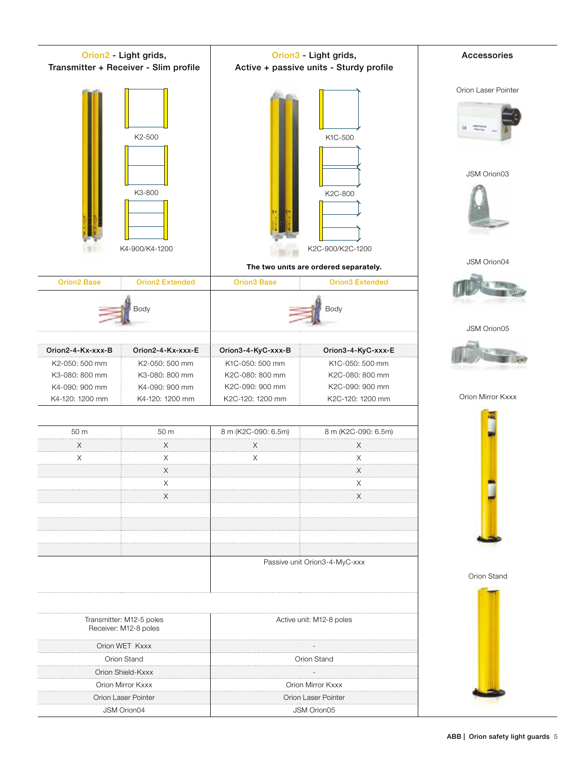| Orion2 - Light grids, Transmitter + Receiver - Slim profile | | Orion3 - Light grids, Active + passive units - Sturdy profile | |
|---|---|---|---|
| K2-500, K3-800, K4-900/K4-1200 | | K1C-500, K2C-800, K2C-900/K2C-1200 | |
| | | The two units are ordered separately. | |
| Orion2 Base | Orion2 Extended | Orion3 Base | Orion3 Extended |
| Body | | Body | |
| Orion2-4-Kx-xxx-B | Orion2-4-Kx-xxx-E | Orion3-4-KyC-xxx-B | Orion3-4-KyC-xxx-E |
| K2-050: 500 mm<br>K3-080: 800 mm<br>K4-090: 900 mm<br>K4-120: 1200 mm | K2-050: 500 mm<br>K3-080: 800 mm<br>K4-090: 900 mm<br>K4-120: 1200 mm | K1C-050: 500 mm<br>K2C-080: 800 mm<br>K2C-090: 900 mm<br>K2C-120: 1200 mm | K1C-050: 500 mm<br>K2C-080: 800 mm<br>K2C-090: 900 mm<br>K2C-120: 1200 mm |
| 50 m | 50 m | 8 m (K2C-090: 6.5m) | 8 m (K2C-090: 6.5m) |
| X | X | X | X |
| X | X | X | X |
| | X | | X |
| | X | | X |
| | X | | X |
| | | Passive unit Orion3-4-MyC-xxx | |
| Transmitter: M12-5 poles<br>Receiver: M12-8 poles | | Active unit: M12-8 poles | |
| Orion WET Kxxx | | - | |
| Orion Stand | | Orion Stand | |
| Orion Shield-Kxxx | | - | |
| Orion Mirror Kxxx | | Orion Mirror Kxxx | |
| Orion Laser Pointer | | Orion Laser Pointer | |
| JSM Orion04 | | JSM Orion05 | |

## Accessories

- Orion Laser Pointer
- JSM Orion03
- JSM Orion04
- JSM Orion05
- Orion Mirror Kxxx
- Orion Stand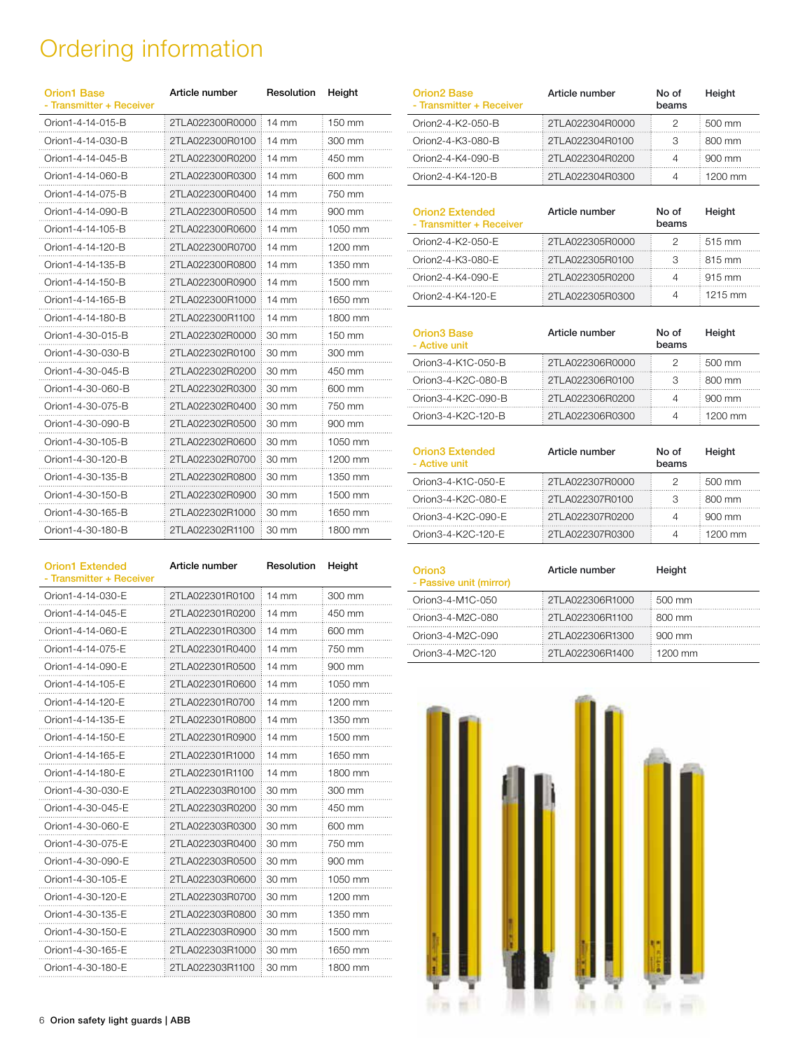# Ordering information

| Orion1 Base - Transmitter + Receiver | Article number | Resolution | Height |
|---|---|---|---|
| Orion1-4-14-015-B | 2TLA022300R0000 | 14 mm | 150 mm |
| Orion1-4-14-030-B | 2TLA022300R0100 | 14 mm | 300 mm |
| Orion1-4-14-045-B | 2TLA022300R0200 | 14 mm | 450 mm |
| Orion1-4-14-060-B | 2TLA022300R0300 | 14 mm | 600 mm |
| Orion1-4-14-075-B | 2TLA022300R0400 | 14 mm | 750 mm |
| Orion1-4-14-090-B | 2TLA022300R0500 | 14 mm | 900 mm |
| Orion1-4-14-105-B | 2TLA022300R0600 | 14 mm | 1050 mm |
| Orion1-4-14-120-B | 2TLA022300R0700 | 14 mm | 1200 mm |
| Orion1-4-14-135-B | 2TLA022300R0800 | 14 mm | 1350 mm |
| Orion1-4-14-150-B | 2TLA022300R0900 | 14 mm | 1500 mm |
| Orion1-4-14-165-B | 2TLA022300R1000 | 14 mm | 1650 mm |
| Orion1-4-14-180-B | 2TLA022300R1100 | 14 mm | 1800 mm |
| Orion1-4-30-015-B | 2TLA022302R0000 | 30 mm | 150 mm |
| Orion1-4-30-030-B | 2TLA022302R0100 | 30 mm | 300 mm |
| Orion1-4-30-045-B | 2TLA022302R0200 | 30 mm | 450 mm |
| Orion1-4-30-060-B | 2TLA022302R0300 | 30 mm | 600 mm |
| Orion1-4-30-075-B | 2TLA022302R0400 | 30 mm | 750 mm |
| Orion1-4-30-090-B | 2TLA022302R0500 | 30 mm | 900 mm |
| Orion1-4-30-105-B | 2TLA022302R0600 | 30 mm | 1050 mm |
| Orion1-4-30-120-B | 2TLA022302R0700 | 30 mm | 1200 mm |
| Orion1-4-30-135-B | 2TLA022302R0800 | 30 mm | 1350 mm |
| Orion1-4-30-150-B | 2TLA022302R0900 | 30 mm | 1500 mm |
| Orion1-4-30-165-B | 2TLA022302R1000 | 30 mm | 1650 mm |
| Orion1-4-30-180-B | 2TLA022302R1100 | 30 mm | 1800 mm |

| Orion1 Extended - Transmitter + Receiver | Article number | Resolution | Height |
|---|---|---|---|
| Orion1-4-14-030-E | 2TLA022301R0100 | 14 mm | 300 mm |
| Orion1-4-14-045-E | 2TLA022301R0200 | 14 mm | 450 mm |
| Orion1-4-14-060-E | 2TLA022301R0300 | 14 mm | 600 mm |
| Orion1-4-14-075-E | 2TLA022301R0400 | 14 mm | 750 mm |
| Orion1-4-14-090-E | 2TLA022301R0500 | 14 mm | 900 mm |
| Orion1-4-14-105-E | 2TLA022301R0600 | 14 mm | 1050 mm |
| Orion1-4-14-120-E | 2TLA022301R0700 | 14 mm | 1200 mm |
| Orion1-4-14-135-E | 2TLA022301R0800 | 14 mm | 1350 mm |
| Orion1-4-14-150-E | 2TLA022301R0900 | 14 mm | 1500 mm |
| Orion1-4-14-165-E | 2TLA022301R1000 | 14 mm | 1650 mm |
| Orion1-4-14-180-E | 2TLA022301R1100 | 14 mm | 1800 mm |
| Orion1-4-30-030-E | 2TLA022303R0100 | 30 mm | 300 mm |
| Orion1-4-30-045-E | 2TLA022303R0200 | 30 mm | 450 mm |
| Orion1-4-30-060-E | 2TLA022303R0300 | 30 mm | 600 mm |
| Orion1-4-30-075-E | 2TLA022303R0400 | 30 mm | 750 mm |
| Orion1-4-30-090-E | 2TLA022303R0500 | 30 mm | 900 mm |
| Orion1-4-30-105-E | 2TLA022303R0600 | 30 mm | 1050 mm |
| Orion1-4-30-120-E | 2TLA022303R0700 | 30 mm | 1200 mm |
| Orion1-4-30-135-E | 2TLA022303R0800 | 30 mm | 1350 mm |
| Orion1-4-30-150-E | 2TLA022303R0900 | 30 mm | 1500 mm |
| Orion1-4-30-165-E | 2TLA022303R1000 | 30 mm | 1650 mm |
| Orion1-4-30-180-E | 2TLA022303R1100 | 30 mm | 1800 mm |

| Orion2 Base - Transmitter + Receiver | Article number | No of beams | Height |
|---|---|---|---|
| Orion2-4-K2-050-B | 2TLA022304R0000 | 2 | 500 mm |
| Orion2-4-K3-080-B | 2TLA022304R0100 | 3 | 800 mm |
| Orion2-4-K4-090-B | 2TLA022304R0200 | 4 | 900 mm |
| Orion2-4-K4-120-B | 2TLA022304R0300 | 4 | 1200 mm |

| Orion2 Extended - Transmitter + Receiver | Article number | No of beams | Height |
|---|---|---|---|
| Orion2-4-K2-050-E | 2TLA022305R0000 | 2 | 515 mm |
| Orion2-4-K3-080-E | 2TLA022305R0100 | 3 | 815 mm |
| Orion2-4-K4-090-E | 2TLA022305R0200 | 4 | 915 mm |
| Orion2-4-K4-120-E | 2TLA022305R0300 | 4 | 1215 mm |

| Orion3 Base - Active unit | Article number | No of beams | Height |
|---|---|---|---|
| Orion3-4-K1C-050-B | 2TLA022306R0000 | 2 | 500 mm |
| Orion3-4-K2C-080-B | 2TLA022306R0100 | 3 | 800 mm |
| Orion3-4-K2C-090-B | 2TLA022306R0200 | 4 | 900 mm |
| Orion3-4-K2C-120-B | 2TLA022306R0300 | 4 | 1200 mm |

| Orion3 Extended - Active unit | Article number | No of beams | Height |
|---|---|---|---|
| Orion3-4-K1C-050-E | 2TLA022307R0000 | 2 | 500 mm |
| Orion3-4-K2C-080-E | 2TLA022307R0100 | 3 | 800 mm |
| Orion3-4-K2C-090-E | 2TLA022307R0200 | 4 | 900 mm |
| Orion3-4-K2C-120-E | 2TLA022307R0300 | 4 | 1200 mm |

| Orion3 - Passive unit (mirror) | Article number | Height |
|---|---|---|
| Orion3-4-M1C-050 | 2TLA022306R1000 | 500 mm |
| Orion3-4-M2C-080 | 2TLA022306R1100 | 800 mm |
| Orion3-4-M2C-090 | 2TLA022306R1300 | 900 mm |
| Orion3-4-M2C-120 | 2TLA022306R1400 | 1200 mm |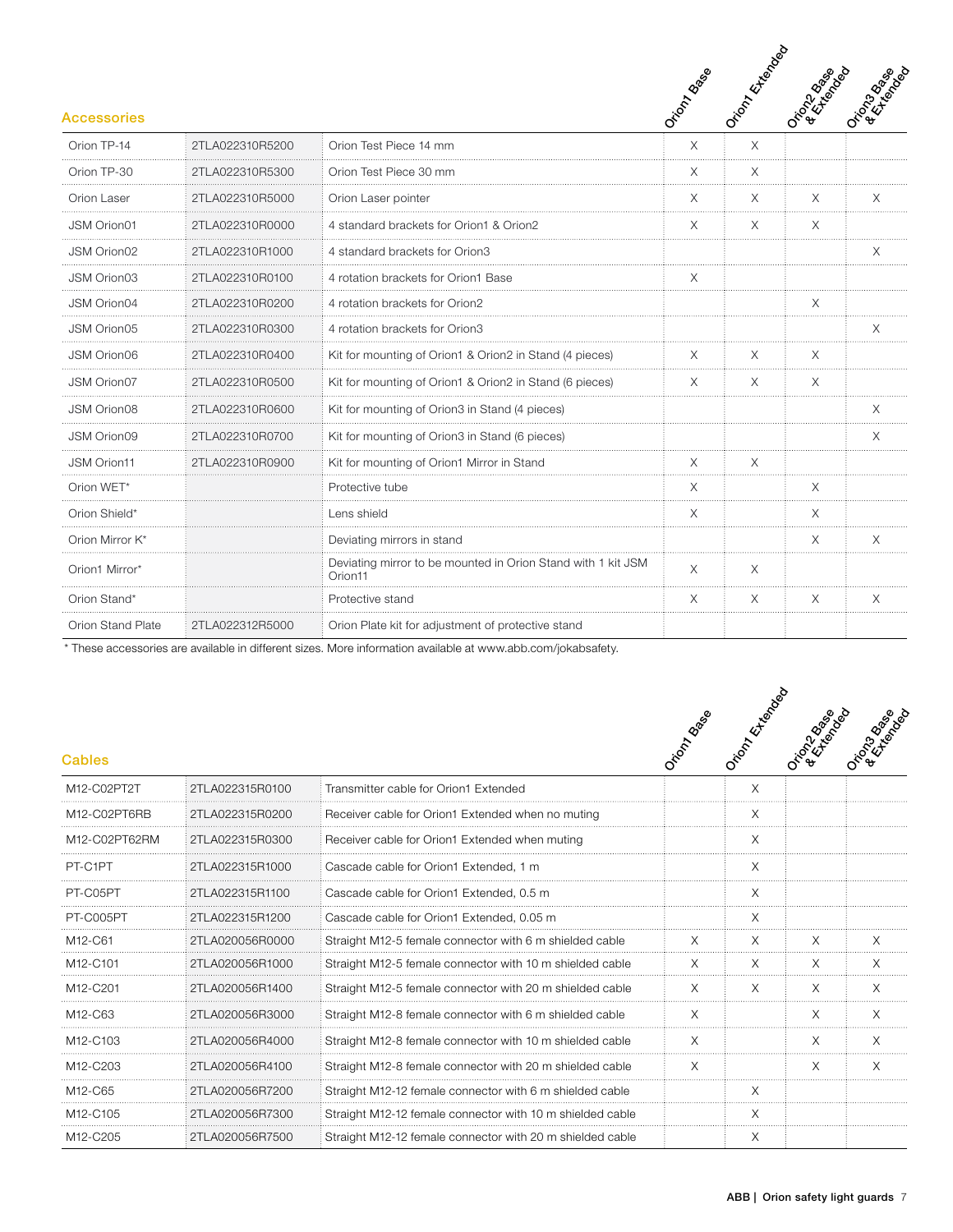## Accessories

| | | | Orion1 Base | Orion1 Extended | Orion2 Base & Extended | Orion3 Base & Extended |
|---|---|---|---|---|---|---|
| Orion TP-14 | 2TLA022310R5200 | Orion Test Piece 14 mm | X | X | | |
| Orion TP-30 | 2TLA022310R5300 | Orion Test Piece 30 mm | X | X | | |
| Orion Laser | 2TLA022310R5000 | Orion Laser pointer | X | X | X | X |
| JSM Orion01 | 2TLA022310R0000 | 4 standard brackets for Orion1 & Orion2 | X | X | X | |
| JSM Orion02 | 2TLA022310R1000 | 4 standard brackets for Orion3 | | | | X |
| JSM Orion03 | 2TLA022310R0100 | 4 rotation brackets for Orion1 Base | X | | | |
| JSM Orion04 | 2TLA022310R0200 | 4 rotation brackets for Orion2 | | | X | |
| JSM Orion05 | 2TLA022310R0300 | 4 rotation brackets for Orion3 | | | | X |
| JSM Orion06 | 2TLA022310R0400 | Kit for mounting of Orion1 & Orion2 in Stand (4 pieces) | X | X | X | |
| JSM Orion07 | 2TLA022310R0500 | Kit for mounting of Orion1 & Orion2 in Stand (6 pieces) | X | X | X | |
| JSM Orion08 | 2TLA022310R0600 | Kit for mounting of Orion3 in Stand (4 pieces) | | | | X |
| JSM Orion09 | 2TLA022310R0700 | Kit for mounting of Orion3 in Stand (6 pieces) | | | | X |
| JSM Orion11 | 2TLA022310R0900 | Kit for mounting of Orion1 Mirror in Stand | X | X | | |
| Orion WET* | | Protective tube | X | | X | |
| Orion Shield* | | Lens shield | X | | X | |
| Orion Mirror K* | | Deviating mirrors in stand | | | X | X |
| Orion1 Mirror* | | Deviating mirror to be mounted in Orion Stand with 1 kit JSM Orion11 | X | X | | |
| Orion Stand* | | Protective stand | X | X | X | X |
| Orion Stand Plate | 2TLA022312R5000 | Orion Plate kit for adjustment of protective stand | | | | |

* These accessories are available in different sizes. More information available at www.abb.com/jokabsafety.

## Cables

| | | | Orion1 Base | Orion1 Extended | Orion2 Base & Extended | Orion3 Base & Extended |
|---|---|---|---|---|---|---|
| M12-C02PT2T | 2TLA022315R0100 | Transmitter cable for Orion1 Extended | | X | | |
| M12-C02PT6RB | 2TLA022315R0200 | Receiver cable for Orion1 Extended when no muting | | X | | |
| M12-C02PT62RM | 2TLA022315R0300 | Receiver cable for Orion1 Extended when muting | | X | | |
| PT-C1PT | 2TLA022315R1000 | Cascade cable for Orion1 Extended, 1 m | | X | | |
| PT-C05PT | 2TLA022315R1100 | Cascade cable for Orion1 Extended, 0.5 m | | X | | |
| PT-C005PT | 2TLA022315R1200 | Cascade cable for Orion1 Extended, 0.05 m | | X | | |
| M12-C61 | 2TLA020056R0000 | Straight M12-5 female connector with 6 m shielded cable | X | X | X | X |
| M12-C101 | 2TLA020056R1000 | Straight M12-5 female connector with 10 m shielded cable | X | X | X | X |
| M12-C201 | 2TLA020056R1400 | Straight M12-5 female connector with 20 m shielded cable | X | X | X | X |
| M12-C63 | 2TLA020056R3000 | Straight M12-8 female connector with 6 m shielded cable | X | | X | X |
| M12-C103 | 2TLA020056R4000 | Straight M12-8 female connector with 10 m shielded cable | X | | X | X |
| M12-C203 | 2TLA020056R4100 | Straight M12-8 female connector with 20 m shielded cable | X | | X | X |
| M12-C65 | 2TLA020056R7200 | Straight M12-12 female connector with 6 m shielded cable | | X | | |
| M12-C105 | 2TLA020056R7300 | Straight M12-12 female connector with 10 m shielded cable | | X | | |
| M12-C205 | 2TLA020056R7500 | Straight M12-12 female connector with 20 m shielded cable | | X | | |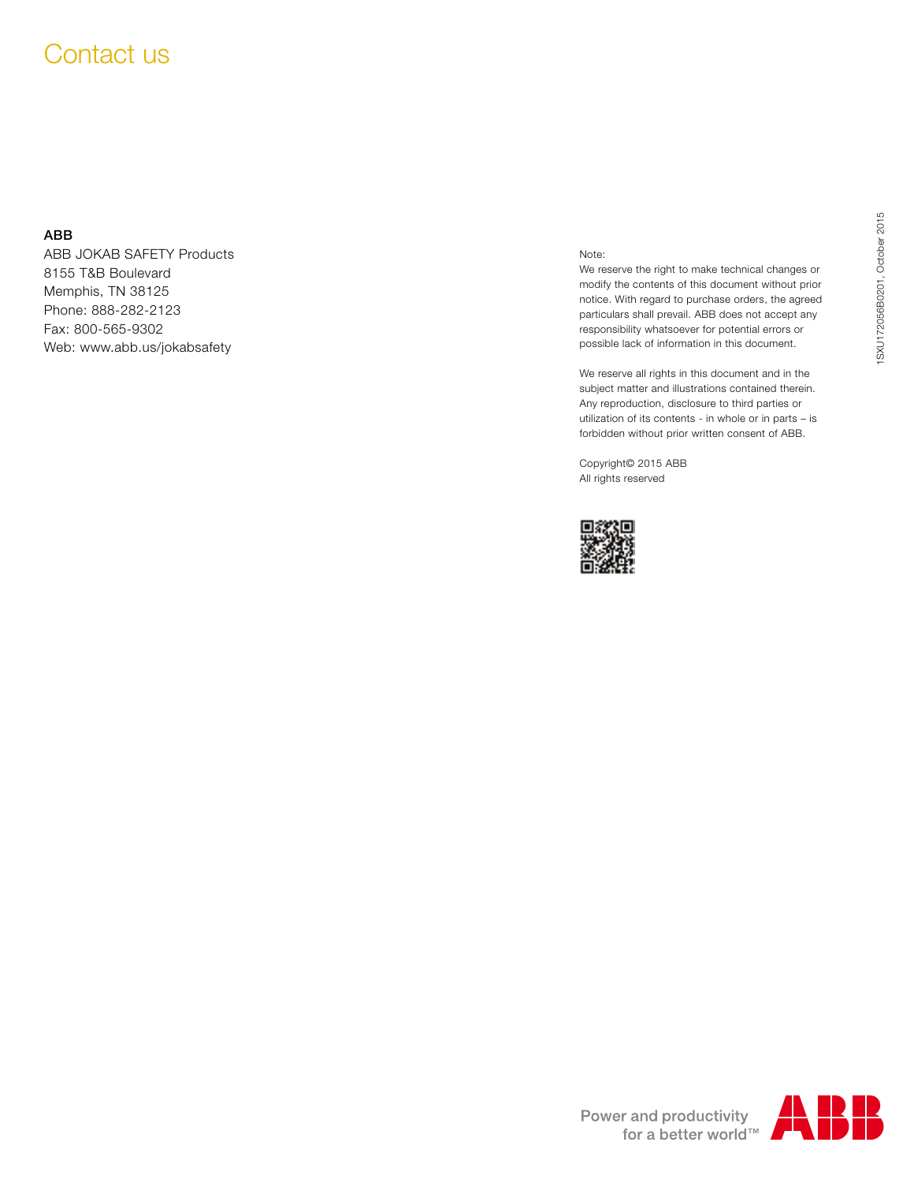# Contact us

**ABB**
ABB JOKAB SAFETY Products
8155 T&B Boulevard
Memphis, TN 38125
Phone: 888-282-2123
Fax: 800-565-9302
Web: www.abb.us/jokabsafety

Note:
We reserve the right to make technical changes or modify the contents of this document without prior notice. With regard to purchase orders, the agreed particulars shall prevail. ABB does not accept any responsibility whatsoever for potential errors or possible lack of information in this document.

We reserve all rights in this document and in the subject matter and illustrations contained therein. Any reproduction, disclosure to third parties or utilization of its contents - in whole or in parts – is forbidden without prior written consent of ABB.

Copyright© 2015 ABB
All rights reserved

1SXU172056B0201, October 2015

Power and productivity
for a better world™